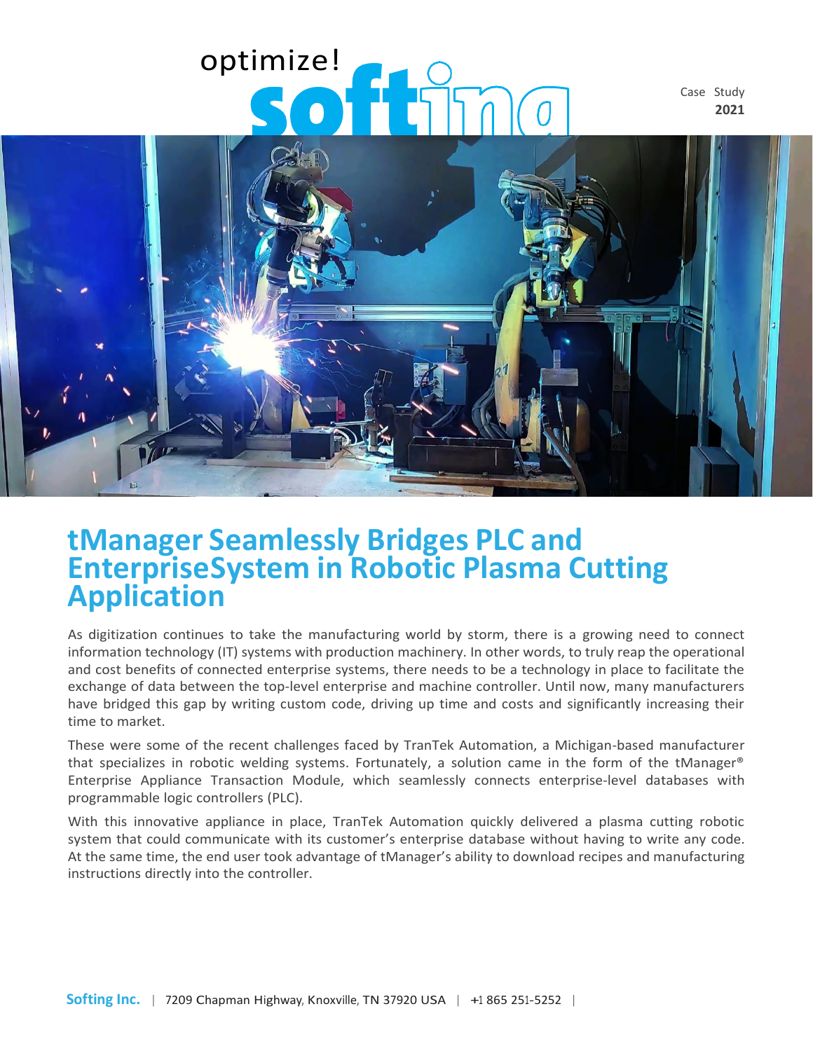Case Study
**2021**

# tManager Seamlessly Bridges PLC and EnterpriseSystem in Robotic Plasma Cutting Application

As digitization continues to take the manufacturing world by storm, there is a growing need to connect information technology (IT) systems with production machinery. In other words, to truly reap the operational and cost benefits of connected enterprise systems, there needs to be a technology in place to facilitate the exchange of data between the top-level enterprise and machine controller. Until now, many manufacturers have bridged this gap by writing custom code, driving up time and costs and significantly increasing their time to market.

These were some of the recent challenges faced by TranTek Automation, a Michigan-based manufacturer that specializes in robotic welding systems. Fortunately, a solution came in the form of the tManager® Enterprise Appliance Transaction Module, which seamlessly connects enterprise-level databases with programmable logic controllers (PLC).

With this innovative appliance in place, TranTek Automation quickly delivered a plasma cutting robotic system that could communicate with its customer's enterprise database without having to write any code. At the same time, the end user took advantage of tManager's ability to download recipes and manufacturing instructions directly into the controller.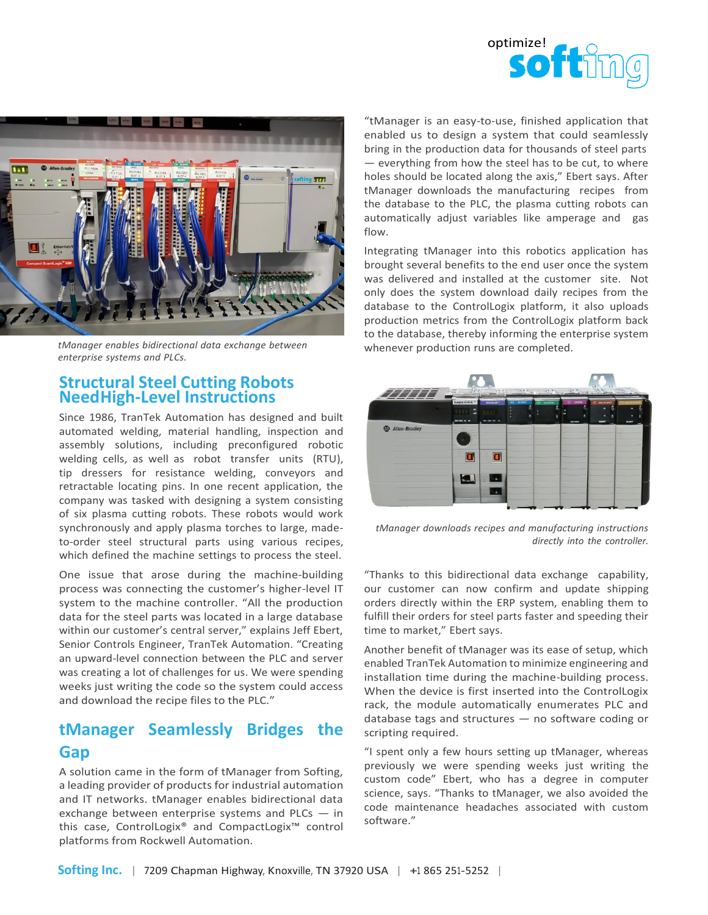*tManager enables bidirectional data exchange between enterprise systems and PLCs.*

## Structural Steel Cutting Robots NeedHigh-Level Instructions

Since 1986, TranTek Automation has designed and built automated welding, material handling, inspection and assembly solutions, including preconfigured robotic welding cells, as well as robot transfer units (RTU), tip dressers for resistance welding, conveyors and retractable locating pins. In one recent application, the company was tasked with designing a system consisting of six plasma cutting robots. These robots would work synchronously and apply plasma torches to large, made-to-order steel structural parts using various recipes, which defined the machine settings to process the steel.

One issue that arose during the machine-building process was connecting the customer's higher-level IT system to the machine controller. "All the production data for the steel parts was located in a large database within our customer's central server," explains Jeff Ebert, Senior Controls Engineer, TranTek Automation. "Creating an upward-level connection between the PLC and server was creating a lot of challenges for us. We were spending weeks just writing the code so the system could access and download the recipe files to the PLC."

## tManager Seamlessly Bridges the Gap

A solution came in the form of tManager from Softing, a leading provider of products for industrial automation and IT networks. tManager enables bidirectional data exchange between enterprise systems and PLCs — in this case, ControlLogix® and CompactLogix™ control platforms from Rockwell Automation.

"tManager is an easy-to-use, finished application that enabled us to design a system that could seamlessly bring in the production data for thousands of steel parts — everything from how the steel has to be cut, to where holes should be located along the axis," Ebert says. After tManager downloads the manufacturing recipes from the database to the PLC, the plasma cutting robots can automatically adjust variables like amperage and gas flow.

Integrating tManager into this robotics application has brought several benefits to the end user once the system was delivered and installed at the customer site. Not only does the system download daily recipes from the database to the ControlLogix platform, it also uploads production metrics from the ControlLogix platform back to the database, thereby informing the enterprise system whenever production runs are completed.

*tManager downloads recipes and manufacturing instructions directly into the controller.*

"Thanks to this bidirectional data exchange capability, our customer can now confirm and update shipping orders directly within the ERP system, enabling them to fulfill their orders for steel parts faster and speeding their time to market," Ebert says.

Another benefit of tManager was its ease of setup, which enabled TranTek Automation to minimize engineering and installation time during the machine-building process. When the device is first inserted into the ControlLogix rack, the module automatically enumerates PLC and database tags and structures — no software coding or scripting required.

"I spent only a few hours setting up tManager, whereas previously we were spending weeks just writing the custom code" Ebert, who has a degree in computer science, says. "Thanks to tManager, we also avoided the code maintenance headaches associated with custom software."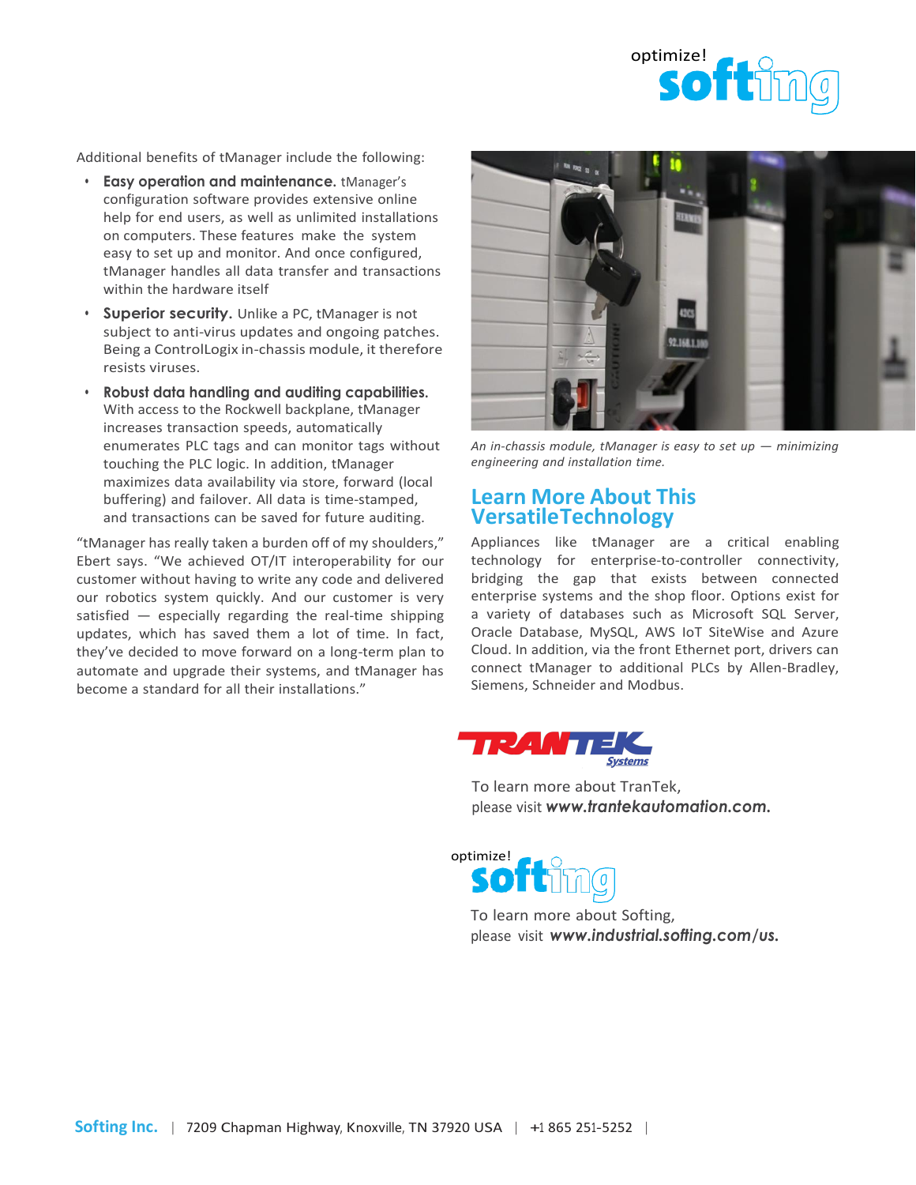Additional benefits of tManager include the following:

- **Easy operation and maintenance.** tManager's configuration software provides extensive online help for end users, as well as unlimited installations on computers. These features make the system easy to set up and monitor. And once configured, tManager handles all data transfer and transactions within the hardware itself
- **Superior security.** Unlike a PC, tManager is not subject to anti-virus updates and ongoing patches. Being a ControlLogix in-chassis module, it therefore resists viruses.
- **Robust data handling and auditing capabilities.** With access to the Rockwell backplane, tManager increases transaction speeds, automatically enumerates PLC tags and can monitor tags without touching the PLC logic. In addition, tManager maximizes data availability via store, forward (local buffering) and failover. All data is time-stamped, and transactions can be saved for future auditing.

"tManager has really taken a burden off of my shoulders," Ebert says. "We achieved OT/IT interoperability for our customer without having to write any code and delivered our robotics system quickly. And our customer is very satisfied — especially regarding the real-time shipping updates, which has saved them a lot of time. In fact, they've decided to move forward on a long-term plan to automate and upgrade their systems, and tManager has become a standard for all their installations."

*An in-chassis module, tManager is easy to set up — minimizing engineering and installation time.*

## Learn More About This Versatile Technology

Appliances like tManager are a critical enabling technology for enterprise-to-controller connectivity, bridging the gap that exists between connected enterprise systems and the shop floor. Options exist for a variety of databases such as Microsoft SQL Server, Oracle Database, MySQL, AWS IoT SiteWise and Azure Cloud. In addition, via the front Ethernet port, drivers can connect tManager to additional PLCs by Allen-Bradley, Siemens, Schneider and Modbus.

To learn more about TranTek, please visit ***www.trantekautomation.com.***

To learn more about Softing, please visit ***www.industrial.softing.com/us.***

**Softing Inc.** | 7209 Chapman Highway, Knoxville, TN 37920 USA | +1 865 251-5252 |